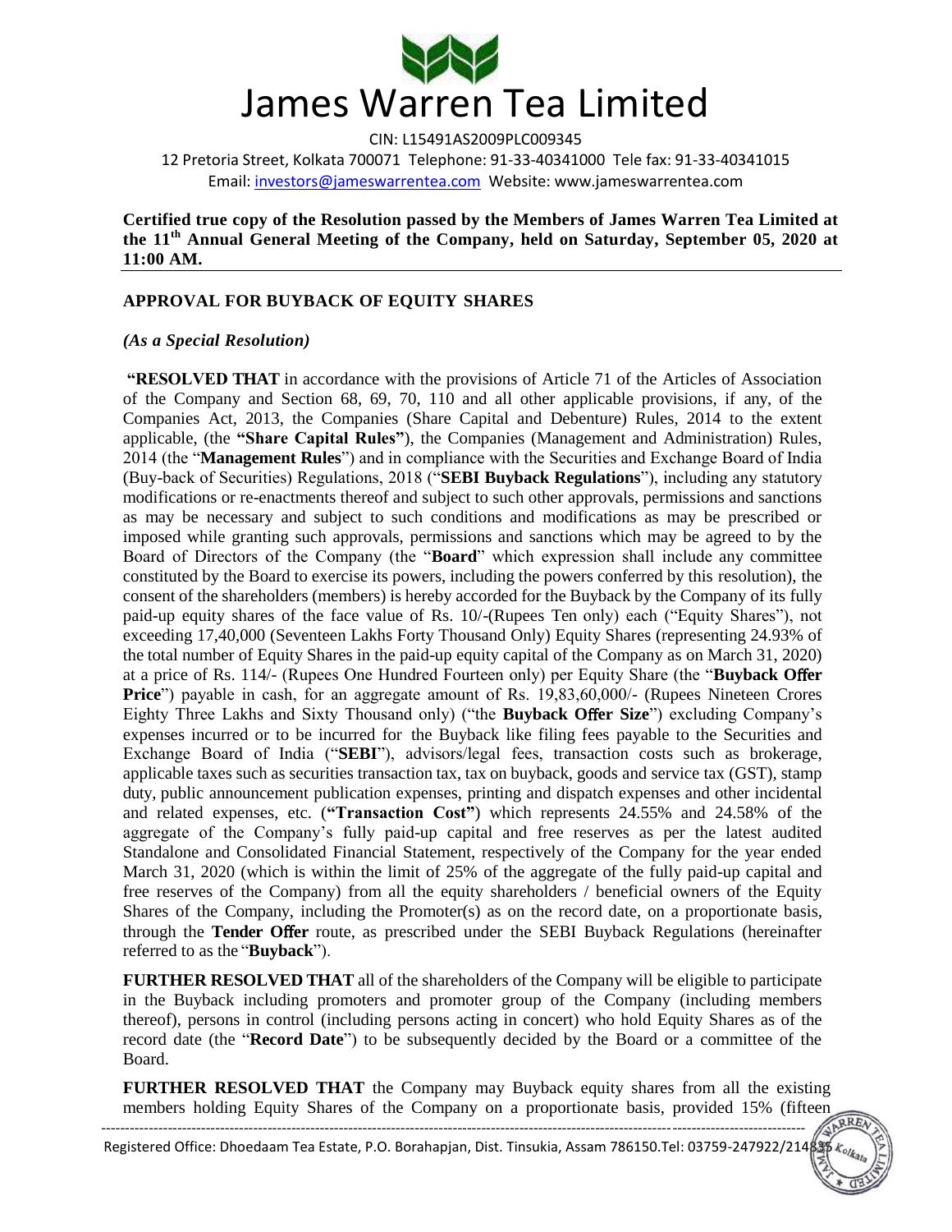# James Warren Tea Limited

CIN: L15491AS2009PLC009345

12 Pretoria Street, Kolkata 700071 Telephone: 91-33-40341000 Tele fax: 91-33-40341015

Email: investors@jameswarrentea.com Website: www.jameswarrentea.com

**Certified true copy of the Resolution passed by the Members of James Warren Tea Limited at the 11th Annual General Meeting of the Company, held on Saturday, September 05, 2020 at 11:00 AM.**

## APPROVAL FOR BUYBACK OF EQUITY SHARES

***(As a Special Resolution)***

**"RESOLVED THAT** in accordance with the provisions of Article 71 of the Articles of Association of the Company and Section 68, 69, 70, 110 and all other applicable provisions, if any, of the Companies Act, 2013, the Companies (Share Capital and Debenture) Rules, 2014 to the extent applicable, (the **"Share Capital Rules"**), the Companies (Management and Administration) Rules, 2014 (the "**Management Rules**") and in compliance with the Securities and Exchange Board of India (Buy-back of Securities) Regulations, 2018 ("**SEBI Buyback Regulations**"), including any statutory modifications or re-enactments thereof and subject to such other approvals, permissions and sanctions as may be necessary and subject to such conditions and modifications as may be prescribed or imposed while granting such approvals, permissions and sanctions which may be agreed to by the Board of Directors of the Company (the "**Board**" which expression shall include any committee constituted by the Board to exercise its powers, including the powers conferred by this resolution), the consent of the shareholders (members) is hereby accorded for the Buyback by the Company of its fully paid-up equity shares of the face value of Rs. 10/-(Rupees Ten only) each ("Equity Shares"), not exceeding 17,40,000 (Seventeen Lakhs Forty Thousand Only) Equity Shares (representing 24.93% of the total number of Equity Shares in the paid-up equity capital of the Company as on March 31, 2020) at a price of Rs. 114/- (Rupees One Hundred Fourteen only) per Equity Share (the "**Buyback Offer Price**") payable in cash, for an aggregate amount of Rs. 19,83,60,000/- (Rupees Nineteen Crores Eighty Three Lakhs and Sixty Thousand only) ("the **Buyback Offer Size**") excluding Company's expenses incurred or to be incurred for the Buyback like filing fees payable to the Securities and Exchange Board of India ("**SEBI**"), advisors/legal fees, transaction costs such as brokerage, applicable taxes such as securities transaction tax, tax on buyback, goods and service tax (GST), stamp duty, public announcement publication expenses, printing and dispatch expenses and other incidental and related expenses, etc. (**"Transaction Cost"**) which represents 24.55% and 24.58% of the aggregate of the Company's fully paid-up capital and free reserves as per the latest audited Standalone and Consolidated Financial Statement, respectively of the Company for the year ended March 31, 2020 (which is within the limit of 25% of the aggregate of the fully paid-up capital and free reserves of the Company) from all the equity shareholders / beneficial owners of the Equity Shares of the Company, including the Promoter(s) as on the record date, on a proportionate basis, through the **Tender Offer** route, as prescribed under the SEBI Buyback Regulations (hereinafter referred to as the "**Buyback**").

**FURTHER RESOLVED THAT** all of the shareholders of the Company will be eligible to participate in the Buyback including promoters and promoter group of the Company (including members thereof), persons in control (including persons acting in concert) who hold Equity Shares as of the record date (the "**Record Date**") to be subsequently decided by the Board or a committee of the Board.

**FURTHER RESOLVED THAT** the Company may Buyback equity shares from all the existing members holding Equity Shares of the Company on a proportionate basis, provided 15% (fifteen

Registered Office: Dhoedaam Tea Estate, P.O. Borahapjan, Dist. Tinsukia, Assam 786150.Tel: 03759-247922/214835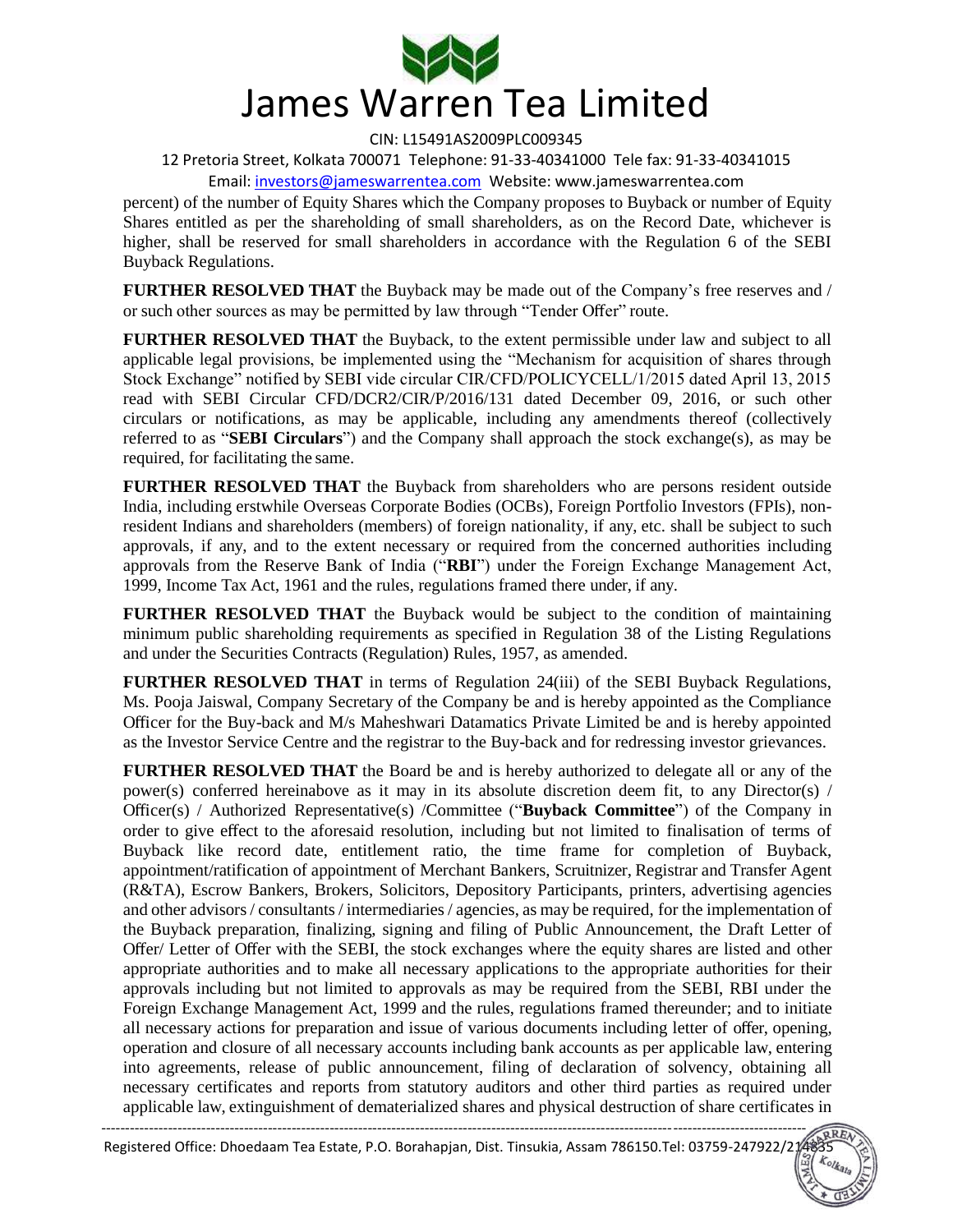percent) of the number of Equity Shares which the Company proposes to Buyback or number of Equity Shares entitled as per the shareholding of small shareholders, as on the Record Date, whichever is higher, shall be reserved for small shareholders in accordance with the Regulation 6 of the SEBI Buyback Regulations.

**FURTHER RESOLVED THAT** the Buyback may be made out of the Company's free reserves and / or such other sources as may be permitted by law through "Tender Offer" route.

**FURTHER RESOLVED THAT** the Buyback, to the extent permissible under law and subject to all applicable legal provisions, be implemented using the "Mechanism for acquisition of shares through Stock Exchange" notified by SEBI vide circular CIR/CFD/POLICYCELL/1/2015 dated April 13, 2015 read with SEBI Circular CFD/DCR2/CIR/P/2016/131 dated December 09, 2016, or such other circulars or notifications, as may be applicable, including any amendments thereof (collectively referred to as "**SEBI Circulars**") and the Company shall approach the stock exchange(s), as may be required, for facilitating the same.

**FURTHER RESOLVED THAT** the Buyback from shareholders who are persons resident outside India, including erstwhile Overseas Corporate Bodies (OCBs), Foreign Portfolio Investors (FPIs), non-resident Indians and shareholders (members) of foreign nationality, if any, etc. shall be subject to such approvals, if any, and to the extent necessary or required from the concerned authorities including approvals from the Reserve Bank of India ("**RBI**") under the Foreign Exchange Management Act, 1999, Income Tax Act, 1961 and the rules, regulations framed there under, if any.

**FURTHER RESOLVED THAT** the Buyback would be subject to the condition of maintaining minimum public shareholding requirements as specified in Regulation 38 of the Listing Regulations and under the Securities Contracts (Regulation) Rules, 1957, as amended.

**FURTHER RESOLVED THAT** in terms of Regulation 24(iii) of the SEBI Buyback Regulations, Ms. Pooja Jaiswal, Company Secretary of the Company be and is hereby appointed as the Compliance Officer for the Buy-back and M/s Maheshwari Datamatics Private Limited be and is hereby appointed as the Investor Service Centre and the registrar to the Buy-back and for redressing investor grievances.

**FURTHER RESOLVED THAT** the Board be and is hereby authorized to delegate all or any of the power(s) conferred hereinabove as it may in its absolute discretion deem fit, to any Director(s) / Officer(s) / Authorized Representative(s) /Committee ("**Buyback Committee**") of the Company in order to give effect to the aforesaid resolution, including but not limited to finalisation of terms of Buyback like record date, entitlement ratio, the time frame for completion of Buyback, appointment/ratification of appointment of Merchant Bankers, Scruitnizer, Registrar and Transfer Agent (R&TA), Escrow Bankers, Brokers, Solicitors, Depository Participants, printers, advertising agencies and other advisors / consultants / intermediaries / agencies, as may be required, for the implementation of the Buyback preparation, finalizing, signing and filing of Public Announcement, the Draft Letter of Offer/ Letter of Offer with the SEBI, the stock exchanges where the equity shares are listed and other appropriate authorities and to make all necessary applications to the appropriate authorities for their approvals including but not limited to approvals as may be required from the SEBI, RBI under the Foreign Exchange Management Act, 1999 and the rules, regulations framed thereunder; and to initiate all necessary actions for preparation and issue of various documents including letter of offer, opening, operation and closure of all necessary accounts including bank accounts as per applicable law, entering into agreements, release of public announcement, filing of declaration of solvency, obtaining all necessary certificates and reports from statutory auditors and other third parties as required under applicable law, extinguishment of dematerialized shares and physical destruction of share certificates in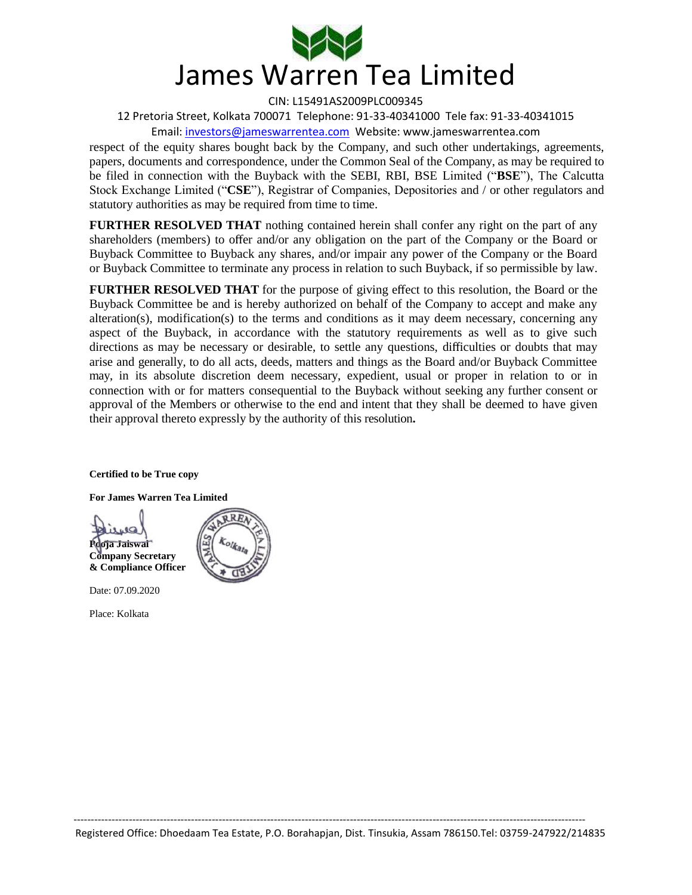respect of the equity shares bought back by the Company, and such other undertakings, agreements, papers, documents and correspondence, under the Common Seal of the Company, as may be required to be filed in connection with the Buyback with the SEBI, RBI, BSE Limited ("**BSE**"), The Calcutta Stock Exchange Limited ("**CSE**"), Registrar of Companies, Depositories and / or other regulators and statutory authorities as may be required from time to time.

**FURTHER RESOLVED THAT** nothing contained herein shall confer any right on the part of any shareholders (members) to offer and/or any obligation on the part of the Company or the Board or Buyback Committee to Buyback any shares, and/or impair any power of the Company or the Board or Buyback Committee to terminate any process in relation to such Buyback, if so permissible by law.

**FURTHER RESOLVED THAT** for the purpose of giving effect to this resolution, the Board or the Buyback Committee be and is hereby authorized on behalf of the Company to accept and make any alteration(s), modification(s) to the terms and conditions as it may deem necessary, concerning any aspect of the Buyback, in accordance with the statutory requirements as well as to give such directions as may be necessary or desirable, to settle any questions, difficulties or doubts that may arise and generally, to do all acts, deeds, matters and things as the Board and/or Buyback Committee may, in its absolute discretion deem necessary, expedient, usual or proper in relation to or in connection with or for matters consequential to the Buyback without seeking any further consent or approval of the Members or otherwise to the end and intent that they shall be deemed to have given their approval thereto expressly by the authority of this resolution**.**

**Certified to be True copy**

**For James Warren Tea Limited**

**Pooja Jaiswal**
**Company Secretary**
**& Compliance Officer**

Date: 07.09.2020

Place: Kolkata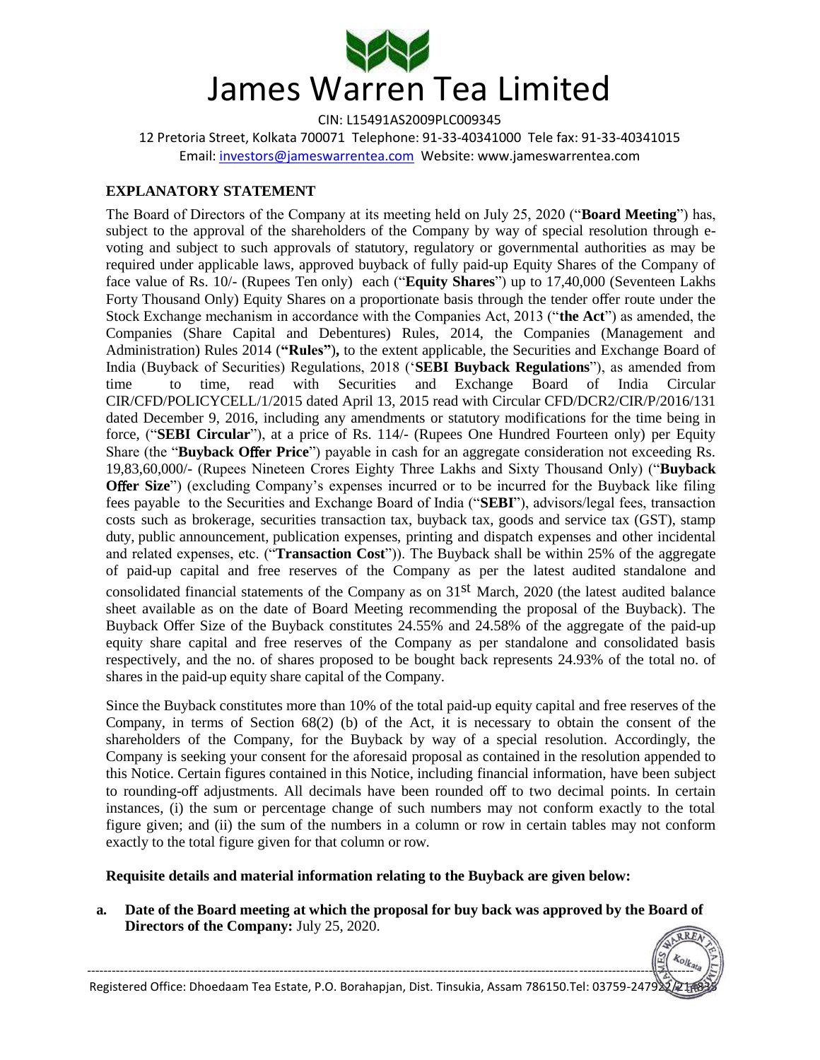## EXPLANATORY STATEMENT

The Board of Directors of the Company at its meeting held on July 25, 2020 ("**Board Meeting**") has, subject to the approval of the shareholders of the Company by way of special resolution through e-voting and subject to such approvals of statutory, regulatory or governmental authorities as may be required under applicable laws, approved buyback of fully paid-up Equity Shares of the Company of face value of Rs. 10/- (Rupees Ten only) each ("**Equity Shares**") up to 17,40,000 (Seventeen Lakhs Forty Thousand Only) Equity Shares on a proportionate basis through the tender offer route under the Stock Exchange mechanism in accordance with the Companies Act, 2013 ("**the Act**") as amended, the Companies (Share Capital and Debentures) Rules, 2014, the Companies (Management and Administration) Rules 2014 (**"Rules")**, to the extent applicable, the Securities and Exchange Board of India (Buyback of Securities) Regulations, 2018 ('**SEBI Buyback Regulations**"), as amended from time to time, read with Securities and Exchange Board of India Circular CIR/CFD/POLICYCELL/1/2015 dated April 13, 2015 read with Circular CFD/DCR2/CIR/P/2016/131 dated December 9, 2016, including any amendments or statutory modifications for the time being in force, ("**SEBI Circular**"), at a price of Rs. 114/- (Rupees One Hundred Fourteen only) per Equity Share (the "**Buyback Offer Price**") payable in cash for an aggregate consideration not exceeding Rs. 19,83,60,000/- (Rupees Nineteen Crores Eighty Three Lakhs and Sixty Thousand Only) ("**Buyback Offer Size**") (excluding Company's expenses incurred or to be incurred for the Buyback like filing fees payable to the Securities and Exchange Board of India ("**SEBI**"), advisors/legal fees, transaction costs such as brokerage, securities transaction tax, buyback tax, goods and service tax (GST), stamp duty, public announcement, publication expenses, printing and dispatch expenses and other incidental and related expenses, etc. ("**Transaction Cost**")). The Buyback shall be within 25% of the aggregate of paid-up capital and free reserves of the Company as per the latest audited standalone and consolidated financial statements of the Company as on 31st March, 2020 (the latest audited balance sheet available as on the date of Board Meeting recommending the proposal of the Buyback). The Buyback Offer Size of the Buyback constitutes 24.55% and 24.58% of the aggregate of the paid-up equity share capital and free reserves of the Company as per standalone and consolidated basis respectively, and the no. of shares proposed to be bought back represents 24.93% of the total no. of shares in the paid-up equity share capital of the Company.

Since the Buyback constitutes more than 10% of the total paid-up equity capital and free reserves of the Company, in terms of Section 68(2) (b) of the Act, it is necessary to obtain the consent of the shareholders of the Company, for the Buyback by way of a special resolution. Accordingly, the Company is seeking your consent for the aforesaid proposal as contained in the resolution appended to this Notice. Certain figures contained in this Notice, including financial information, have been subject to rounding-off adjustments. All decimals have been rounded off to two decimal points. In certain instances, (i) the sum or percentage change of such numbers may not conform exactly to the total figure given; and (ii) the sum of the numbers in a column or row in certain tables may not conform exactly to the total figure given for that column or row.

**Requisite details and material information relating to the Buyback are given below:**

a. **Date of the Board meeting at which the proposal for buy back was approved by the Board of Directors of the Company:** July 25, 2020.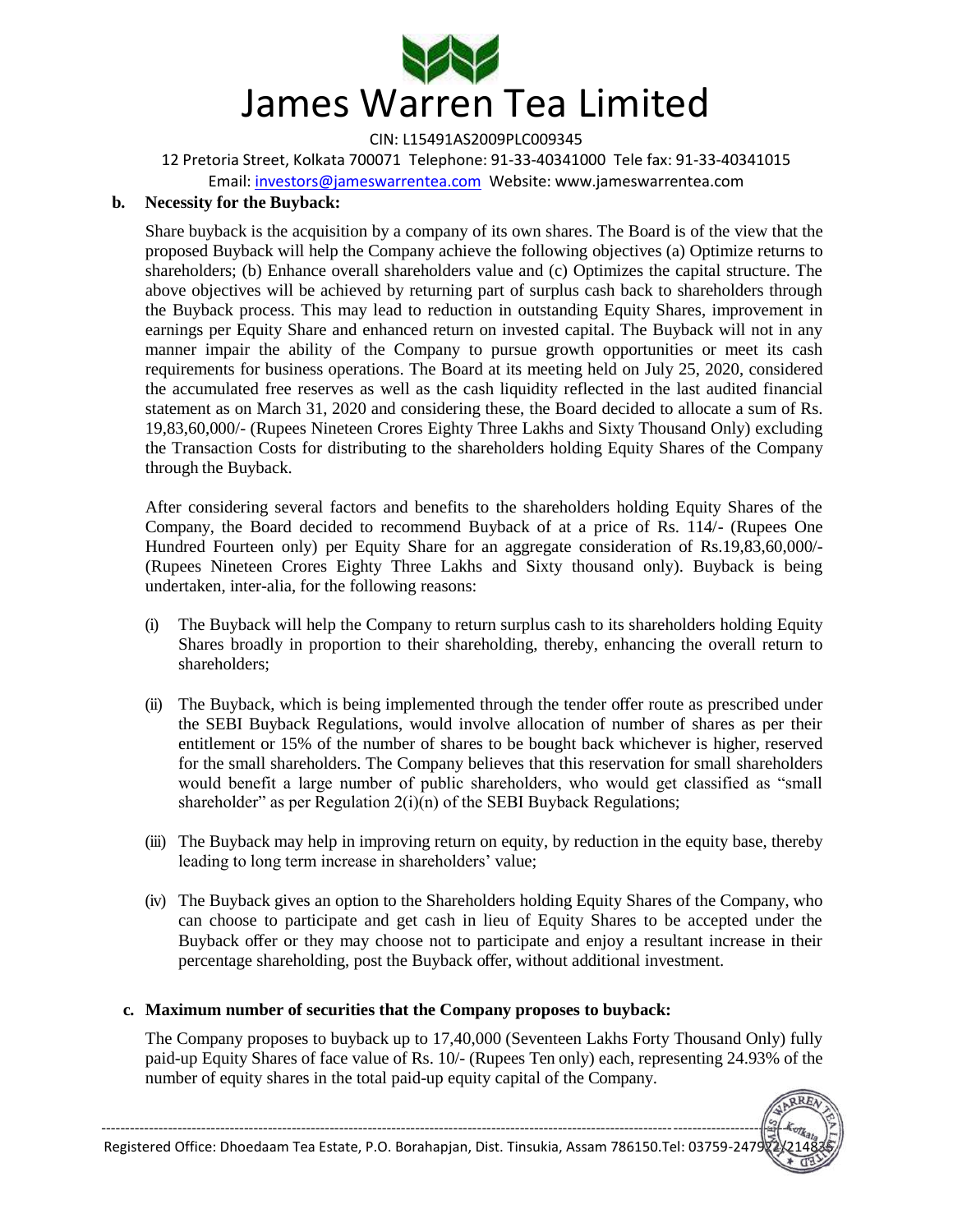**b. Necessity for the Buyback:**

Share buyback is the acquisition by a company of its own shares. The Board is of the view that the proposed Buyback will help the Company achieve the following objectives (a) Optimize returns to shareholders; (b) Enhance overall shareholders value and (c) Optimizes the capital structure. The above objectives will be achieved by returning part of surplus cash back to shareholders through the Buyback process. This may lead to reduction in outstanding Equity Shares, improvement in earnings per Equity Share and enhanced return on invested capital. The Buyback will not in any manner impair the ability of the Company to pursue growth opportunities or meet its cash requirements for business operations. The Board at its meeting held on July 25, 2020, considered the accumulated free reserves as well as the cash liquidity reflected in the last audited financial statement as on March 31, 2020 and considering these, the Board decided to allocate a sum of Rs. 19,83,60,000/- (Rupees Nineteen Crores Eighty Three Lakhs and Sixty Thousand Only) excluding the Transaction Costs for distributing to the shareholders holding Equity Shares of the Company through the Buyback.

After considering several factors and benefits to the shareholders holding Equity Shares of the Company, the Board decided to recommend Buyback of at a price of Rs. 114/- (Rupees One Hundred Fourteen only) per Equity Share for an aggregate consideration of Rs.19,83,60,000/- (Rupees Nineteen Crores Eighty Three Lakhs and Sixty thousand only). Buyback is being undertaken, inter-alia, for the following reasons:

(i) The Buyback will help the Company to return surplus cash to its shareholders holding Equity Shares broadly in proportion to their shareholding, thereby, enhancing the overall return to shareholders;

(ii) The Buyback, which is being implemented through the tender offer route as prescribed under the SEBI Buyback Regulations, would involve allocation of number of shares as per their entitlement or 15% of the number of shares to be bought back whichever is higher, reserved for the small shareholders. The Company believes that this reservation for small shareholders would benefit a large number of public shareholders, who would get classified as "small shareholder" as per Regulation 2(i)(n) of the SEBI Buyback Regulations;

(iii) The Buyback may help in improving return on equity, by reduction in the equity base, thereby leading to long term increase in shareholders' value;

(iv) The Buyback gives an option to the Shareholders holding Equity Shares of the Company, who can choose to participate and get cash in lieu of Equity Shares to be accepted under the Buyback offer or they may choose not to participate and enjoy a resultant increase in their percentage shareholding, post the Buyback offer, without additional investment.

**c. Maximum number of securities that the Company proposes to buyback:**

The Company proposes to buyback up to 17,40,000 (Seventeen Lakhs Forty Thousand Only) fully paid-up Equity Shares of face value of Rs. 10/- (Rupees Ten only) each, representing 24.93% of the number of equity shares in the total paid-up equity capital of the Company.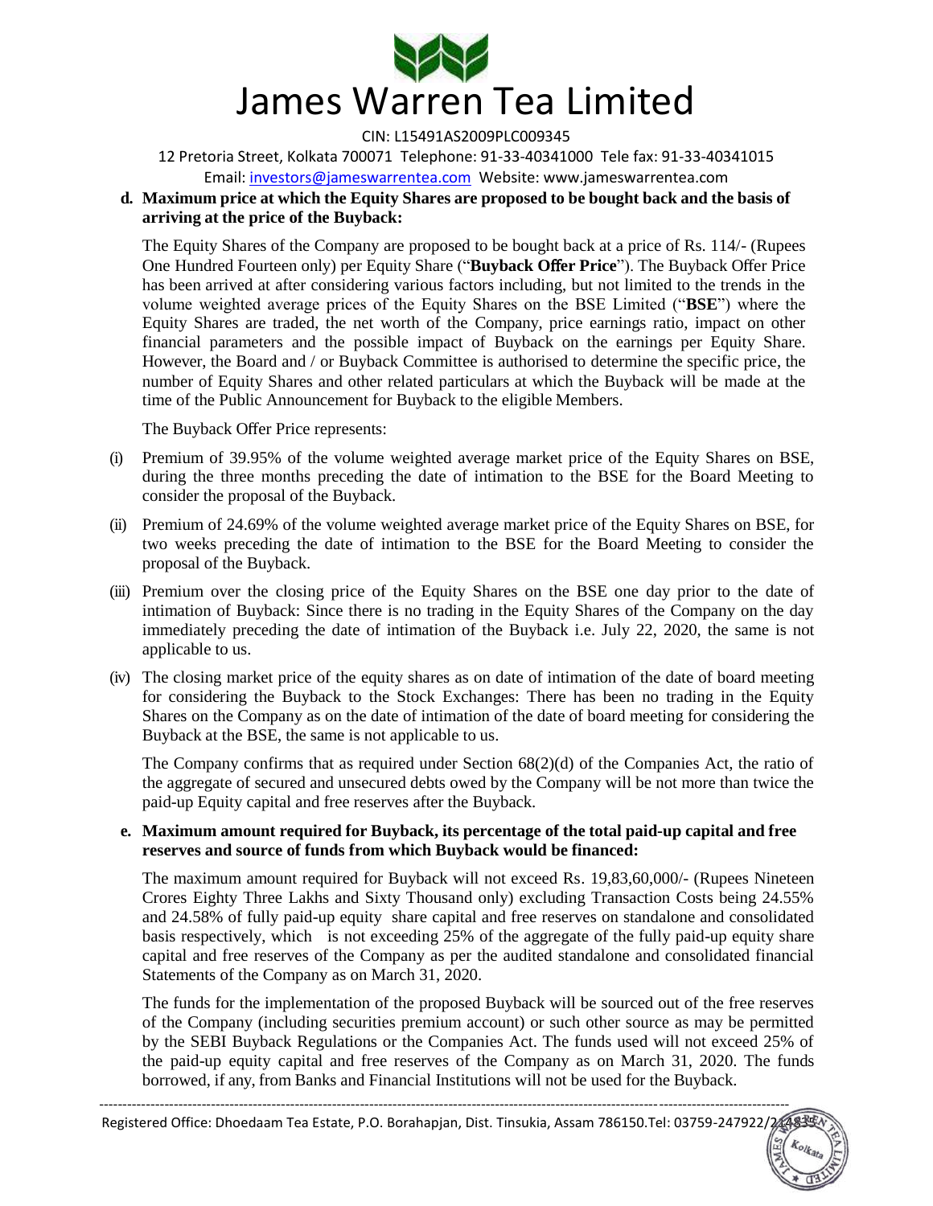**d. Maximum price at which the Equity Shares are proposed to be bought back and the basis of arriving at the price of the Buyback:**

The Equity Shares of the Company are proposed to be bought back at a price of Rs. 114/- (Rupees One Hundred Fourteen only) per Equity Share ("**Buyback Offer Price**"). The Buyback Offer Price has been arrived at after considering various factors including, but not limited to the trends in the volume weighted average prices of the Equity Shares on the BSE Limited ("**BSE**") where the Equity Shares are traded, the net worth of the Company, price earnings ratio, impact on other financial parameters and the possible impact of Buyback on the earnings per Equity Share. However, the Board and / or Buyback Committee is authorised to determine the specific price, the number of Equity Shares and other related particulars at which the Buyback will be made at the time of the Public Announcement for Buyback to the eligible Members.

The Buyback Offer Price represents:

(i) Premium of 39.95% of the volume weighted average market price of the Equity Shares on BSE, during the three months preceding the date of intimation to the BSE for the Board Meeting to consider the proposal of the Buyback.

(ii) Premium of 24.69% of the volume weighted average market price of the Equity Shares on BSE, for two weeks preceding the date of intimation to the BSE for the Board Meeting to consider the proposal of the Buyback.

(iii) Premium over the closing price of the Equity Shares on the BSE one day prior to the date of intimation of Buyback: Since there is no trading in the Equity Shares of the Company on the day immediately preceding the date of intimation of the Buyback i.e. July 22, 2020, the same is not applicable to us.

(iv) The closing market price of the equity shares as on date of intimation of the date of board meeting for considering the Buyback to the Stock Exchanges: There has been no trading in the Equity Shares on the Company as on the date of intimation of the date of board meeting for considering the Buyback at the BSE, the same is not applicable to us.

The Company confirms that as required under Section 68(2)(d) of the Companies Act, the ratio of the aggregate of secured and unsecured debts owed by the Company will be not more than twice the paid-up Equity capital and free reserves after the Buyback.

**e. Maximum amount required for Buyback, its percentage of the total paid-up capital and free reserves and source of funds from which Buyback would be financed:**

The maximum amount required for Buyback will not exceed Rs. 19,83,60,000/- (Rupees Nineteen Crores Eighty Three Lakhs and Sixty Thousand only) excluding Transaction Costs being 24.55% and 24.58% of fully paid-up equity share capital and free reserves on standalone and consolidated basis respectively, which is not exceeding 25% of the aggregate of the fully paid-up equity share capital and free reserves of the Company as per the audited standalone and consolidated financial Statements of the Company as on March 31, 2020.

The funds for the implementation of the proposed Buyback will be sourced out of the free reserves of the Company (including securities premium account) or such other source as may be permitted by the SEBI Buyback Regulations or the Companies Act. The funds used will not exceed 25% of the paid-up equity capital and free reserves of the Company as on March 31, 2020. The funds borrowed, if any, from Banks and Financial Institutions will not be used for the Buyback.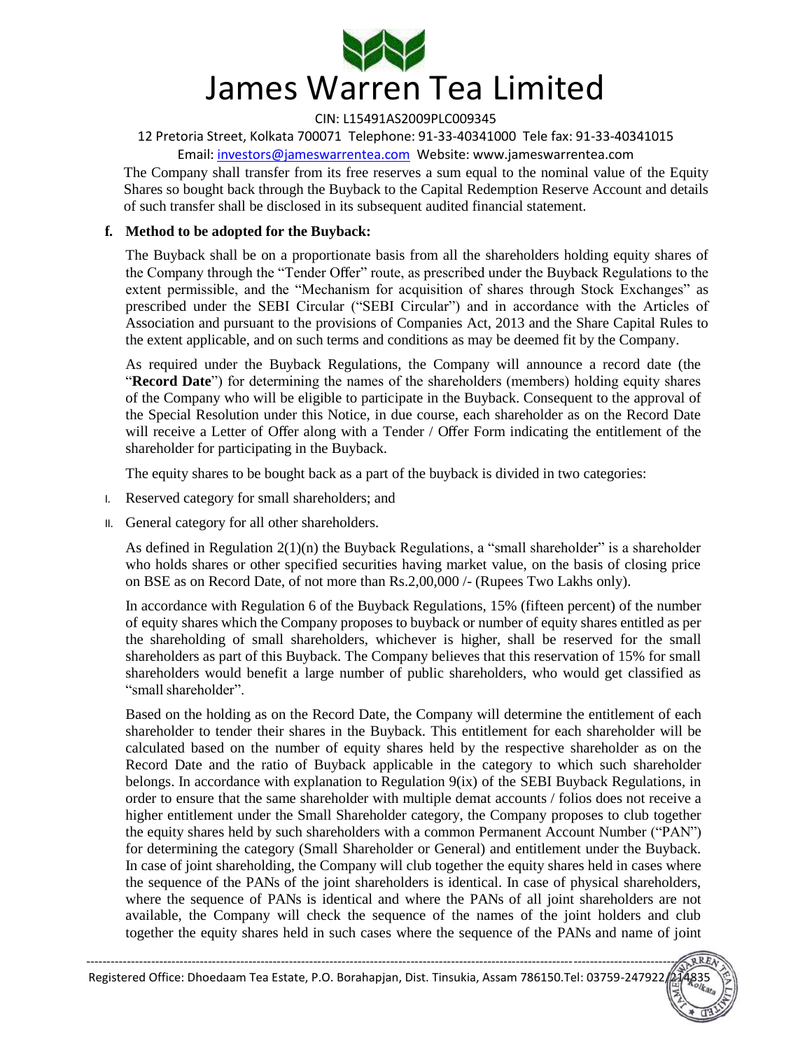The Company shall transfer from its free reserves a sum equal to the nominal value of the Equity Shares so bought back through the Buyback to the Capital Redemption Reserve Account and details of such transfer shall be disclosed in its subsequent audited financial statement.

**f. Method to be adopted for the Buyback:**

The Buyback shall be on a proportionate basis from all the shareholders holding equity shares of the Company through the "Tender Offer" route, as prescribed under the Buyback Regulations to the extent permissible, and the "Mechanism for acquisition of shares through Stock Exchanges" as prescribed under the SEBI Circular ("SEBI Circular") and in accordance with the Articles of Association and pursuant to the provisions of Companies Act, 2013 and the Share Capital Rules to the extent applicable, and on such terms and conditions as may be deemed fit by the Company.

As required under the Buyback Regulations, the Company will announce a record date (the "**Record Date**") for determining the names of the shareholders (members) holding equity shares of the Company who will be eligible to participate in the Buyback. Consequent to the approval of the Special Resolution under this Notice, in due course, each shareholder as on the Record Date will receive a Letter of Offer along with a Tender / Offer Form indicating the entitlement of the shareholder for participating in the Buyback.

The equity shares to be bought back as a part of the buyback is divided in two categories:

I. Reserved category for small shareholders; and

II. General category for all other shareholders.

As defined in Regulation 2(1)(n) the Buyback Regulations, a "small shareholder" is a shareholder who holds shares or other specified securities having market value, on the basis of closing price on BSE as on Record Date, of not more than Rs.2,00,000 /- (Rupees Two Lakhs only).

In accordance with Regulation 6 of the Buyback Regulations, 15% (fifteen percent) of the number of equity shares which the Company proposes to buyback or number of equity shares entitled as per the shareholding of small shareholders, whichever is higher, shall be reserved for the small shareholders as part of this Buyback. The Company believes that this reservation of 15% for small shareholders would benefit a large number of public shareholders, who would get classified as "small shareholder".

Based on the holding as on the Record Date, the Company will determine the entitlement of each shareholder to tender their shares in the Buyback. This entitlement for each shareholder will be calculated based on the number of equity shares held by the respective shareholder as on the Record Date and the ratio of Buyback applicable in the category to which such shareholder belongs. In accordance with explanation to Regulation 9(ix) of the SEBI Buyback Regulations, in order to ensure that the same shareholder with multiple demat accounts / folios does not receive a higher entitlement under the Small Shareholder category, the Company proposes to club together the equity shares held by such shareholders with a common Permanent Account Number ("PAN") for determining the category (Small Shareholder or General) and entitlement under the Buyback. In case of joint shareholding, the Company will club together the equity shares held in cases where the sequence of the PANs of the joint shareholders is identical. In case of physical shareholders, where the sequence of PANs is identical and where the PANs of all joint shareholders are not available, the Company will check the sequence of the names of the joint holders and club together the equity shares held in such cases where the sequence of the PANs and name of joint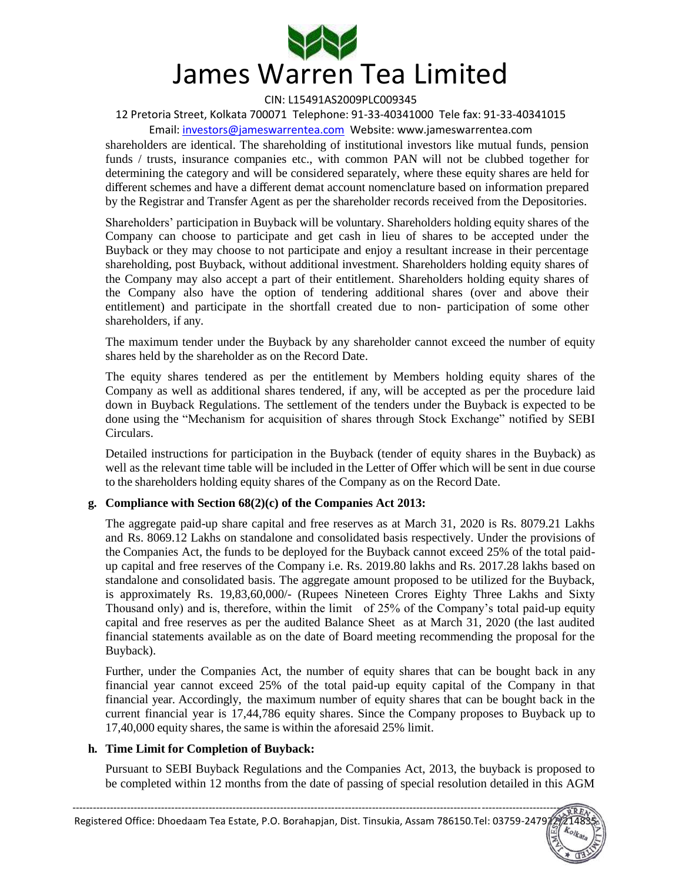shareholders are identical. The shareholding of institutional investors like mutual funds, pension funds / trusts, insurance companies etc., with common PAN will not be clubbed together for determining the category and will be considered separately, where these equity shares are held for different schemes and have a different demat account nomenclature based on information prepared by the Registrar and Transfer Agent as per the shareholder records received from the Depositories.

Shareholders' participation in Buyback will be voluntary. Shareholders holding equity shares of the Company can choose to participate and get cash in lieu of shares to be accepted under the Buyback or they may choose to not participate and enjoy a resultant increase in their percentage shareholding, post Buyback, without additional investment. Shareholders holding equity shares of the Company may also accept a part of their entitlement. Shareholders holding equity shares of the Company also have the option of tendering additional shares (over and above their entitlement) and participate in the shortfall created due to non- participation of some other shareholders, if any.

The maximum tender under the Buyback by any shareholder cannot exceed the number of equity shares held by the shareholder as on the Record Date.

The equity shares tendered as per the entitlement by Members holding equity shares of the Company as well as additional shares tendered, if any, will be accepted as per the procedure laid down in Buyback Regulations. The settlement of the tenders under the Buyback is expected to be done using the "Mechanism for acquisition of shares through Stock Exchange" notified by SEBI Circulars.

Detailed instructions for participation in the Buyback (tender of equity shares in the Buyback) as well as the relevant time table will be included in the Letter of Offer which will be sent in due course to the shareholders holding equity shares of the Company as on the Record Date.

**g. Compliance with Section 68(2)(c) of the Companies Act 2013:**

The aggregate paid-up share capital and free reserves as at March 31, 2020 is Rs. 8079.21 Lakhs and Rs. 8069.12 Lakhs on standalone and consolidated basis respectively. Under the provisions of the Companies Act, the funds to be deployed for the Buyback cannot exceed 25% of the total paid-up capital and free reserves of the Company i.e. Rs. 2019.80 lakhs and Rs. 2017.28 lakhs based on standalone and consolidated basis. The aggregate amount proposed to be utilized for the Buyback, is approximately Rs. 19,83,60,000/- (Rupees Nineteen Crores Eighty Three Lakhs and Sixty Thousand only) and is, therefore, within the limit of 25% of the Company's total paid-up equity capital and free reserves as per the audited Balance Sheet as at March 31, 2020 (the last audited financial statements available as on the date of Board meeting recommending the proposal for the Buyback).

Further, under the Companies Act, the number of equity shares that can be bought back in any financial year cannot exceed 25% of the total paid-up equity capital of the Company in that financial year. Accordingly, the maximum number of equity shares that can be bought back in the current financial year is 17,44,786 equity shares. Since the Company proposes to Buyback up to 17,40,000 equity shares, the same is within the aforesaid 25% limit.

**h. Time Limit for Completion of Buyback:**

Pursuant to SEBI Buyback Regulations and the Companies Act, 2013, the buyback is proposed to be completed within 12 months from the date of passing of special resolution detailed in this AGM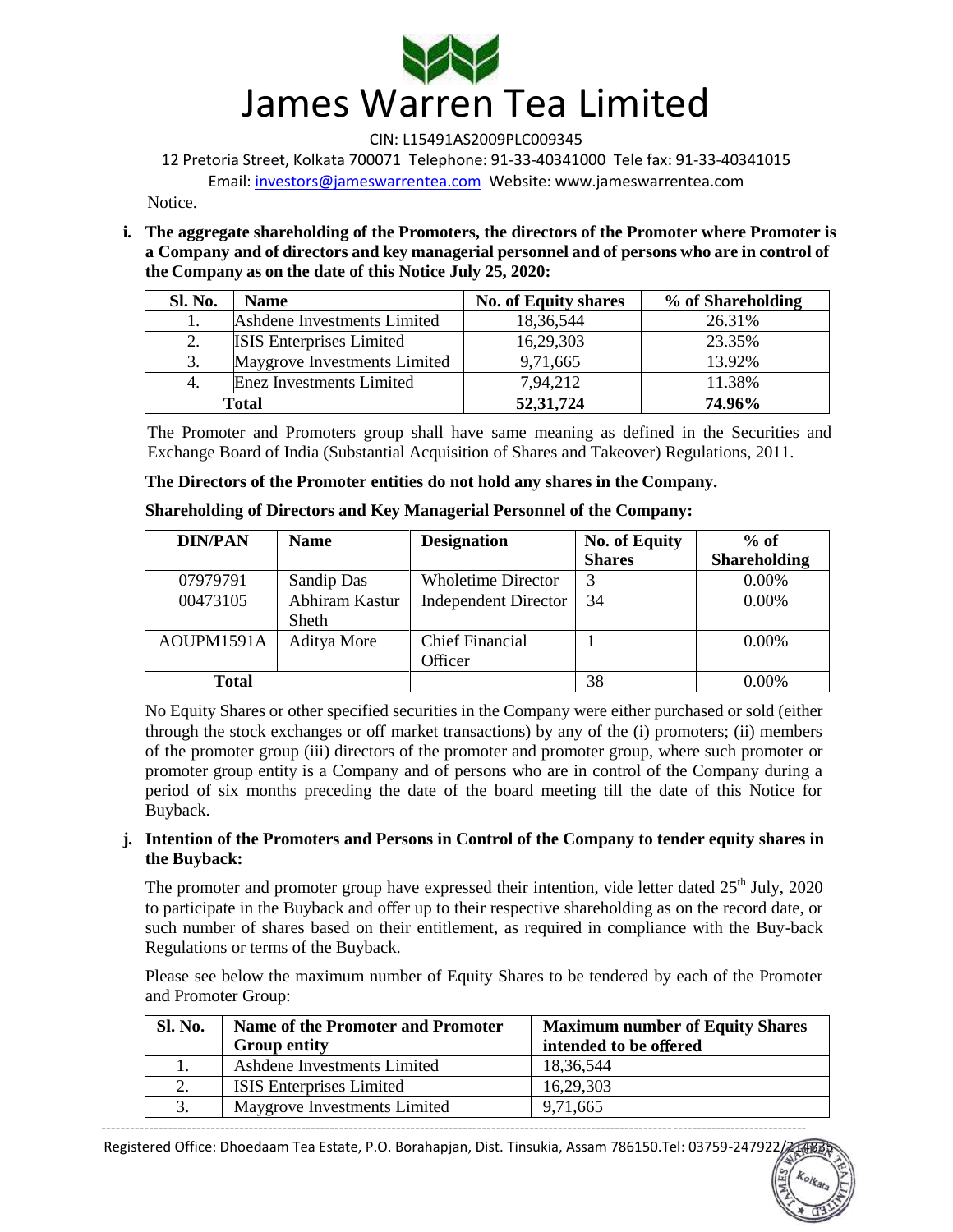Notice.

**i. The aggregate shareholding of the Promoters, the directors of the Promoter where Promoter is a Company and of directors and key managerial personnel and of persons who are in control of the Company as on the date of this Notice July 25, 2020:**

| Sl. No. | Name | No. of Equity shares | % of Shareholding |
|---|---|---|---|
| 1. | Ashdene Investments Limited | 18,36,544 | 26.31% |
| 2. | ISIS Enterprises Limited | 16,29,303 | 23.35% |
| 3. | Maygrove Investments Limited | 9,71,665 | 13.92% |
| 4. | Enez Investments Limited | 7,94,212 | 11.38% |
| **Total** | | **52,31,724** | **74.96%** |

The Promoter and Promoters group shall have same meaning as defined in the Securities and Exchange Board of India (Substantial Acquisition of Shares and Takeover) Regulations, 2011.

**The Directors of the Promoter entities do not hold any shares in the Company.**

**Shareholding of Directors and Key Managerial Personnel of the Company:**

| DIN/PAN | Name | Designation | No. of Equity Shares | % of Shareholding |
|---|---|---|---|---|
| 07979791 | Sandip Das | Wholetime Director | 3 | 0.00% |
| 00473105 | Abhiram Kastur Sheth | Independent Director | 34 | 0.00% |
| AOUPM1591A | Aditya More | Chief Financial Officer | 1 | 0.00% |
| **Total** | | | 38 | 0.00% |

No Equity Shares or other specified securities in the Company were either purchased or sold (either through the stock exchanges or off market transactions) by any of the (i) promoters; (ii) members of the promoter group (iii) directors of the promoter and promoter group, where such promoter or promoter group entity is a Company and of persons who are in control of the Company during a period of six months preceding the date of the board meeting till the date of this Notice for Buyback.

**j. Intention of the Promoters and Persons in Control of the Company to tender equity shares in the Buyback:**

The promoter and promoter group have expressed their intention, vide letter dated 25th July, 2020 to participate in the Buyback and offer up to their respective shareholding as on the record date, or such number of shares based on their entitlement, as required in compliance with the Buy-back Regulations or terms of the Buyback.

Please see below the maximum number of Equity Shares to be tendered by each of the Promoter and Promoter Group:

| Sl. No. | Name of the Promoter and Promoter Group entity | Maximum number of Equity Shares intended to be offered |
|---|---|---|
| 1. | Ashdene Investments Limited | 18,36,544 |
| 2. | ISIS Enterprises Limited | 16,29,303 |
| 3. | Maygrove Investments Limited | 9,71,665 |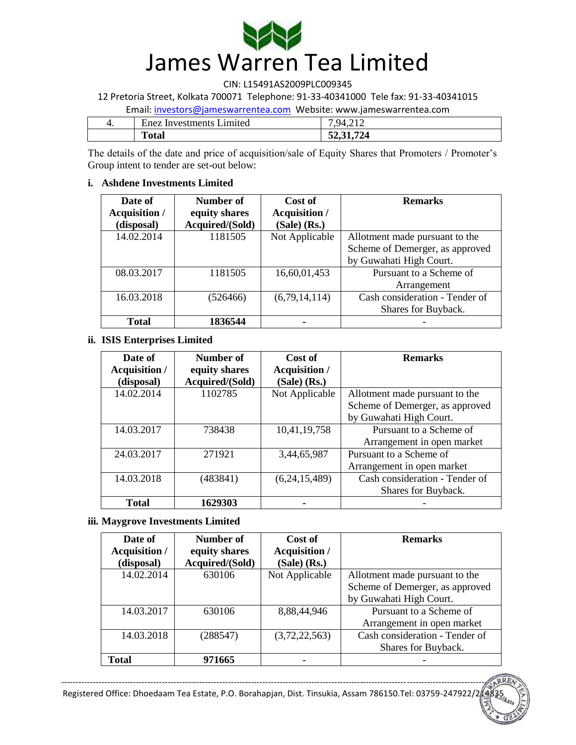| 4. | Enez Investments Limited | 7,94,212 |
|---|---|---|
| | **Total** | **52,31,724** |

The details of the date and price of acquisition/sale of Equity Shares that Promoters / Promoter's Group intent to tender are set-out below:

**i. Ashdene Investments Limited**

| Date of Acquisition / (disposal) | Number of equity shares Acquired/(Sold) | Cost of Acquisition / (Sale) (Rs.) | Remarks |
|---|---|---|---|
| 14.02.2014 | 1181505 | Not Applicable | Allotment made pursuant to the Scheme of Demerger, as approved by Guwahati High Court. |
| 08.03.2017 | 1181505 | 16,60,01,453 | Pursuant to a Scheme of Arrangement |
| 16.03.2018 | (526466) | (6,79,14,114) | Cash consideration - Tender of Shares for Buyback. |
| **Total** | **1836544** | - | - |

**ii. ISIS Enterprises Limited**

| Date of Acquisition / (disposal) | Number of equity shares Acquired/(Sold) | Cost of Acquisition / (Sale) (Rs.) | Remarks |
|---|---|---|---|
| 14.02.2014 | 1102785 | Not Applicable | Allotment made pursuant to the Scheme of Demerger, as approved by Guwahati High Court. |
| 14.03.2017 | 738438 | 10,41,19,758 | Pursuant to a Scheme of Arrangement in open market |
| 24.03.2017 | 271921 | 3,44,65,987 | Pursuant to a Scheme of Arrangement in open market |
| 14.03.2018 | (483841) | (6,24,15,489) | Cash consideration - Tender of Shares for Buyback. |
| **Total** | **1629303** | - | - |

**iii. Maygrove Investments Limited**

| Date of Acquisition / (disposal) | Number of equity shares Acquired/(Sold) | Cost of Acquisition / (Sale) (Rs.) | Remarks |
|---|---|---|---|
| 14.02.2014 | 630106 | Not Applicable | Allotment made pursuant to the Scheme of Demerger, as approved by Guwahati High Court. |
| 14.03.2017 | 630106 | 8,88,44,946 | Pursuant to a Scheme of Arrangement in open market |
| 14.03.2018 | (288547) | (3,72,22,563) | Cash consideration - Tender of Shares for Buyback. |
| **Total** | **971665** | - | - |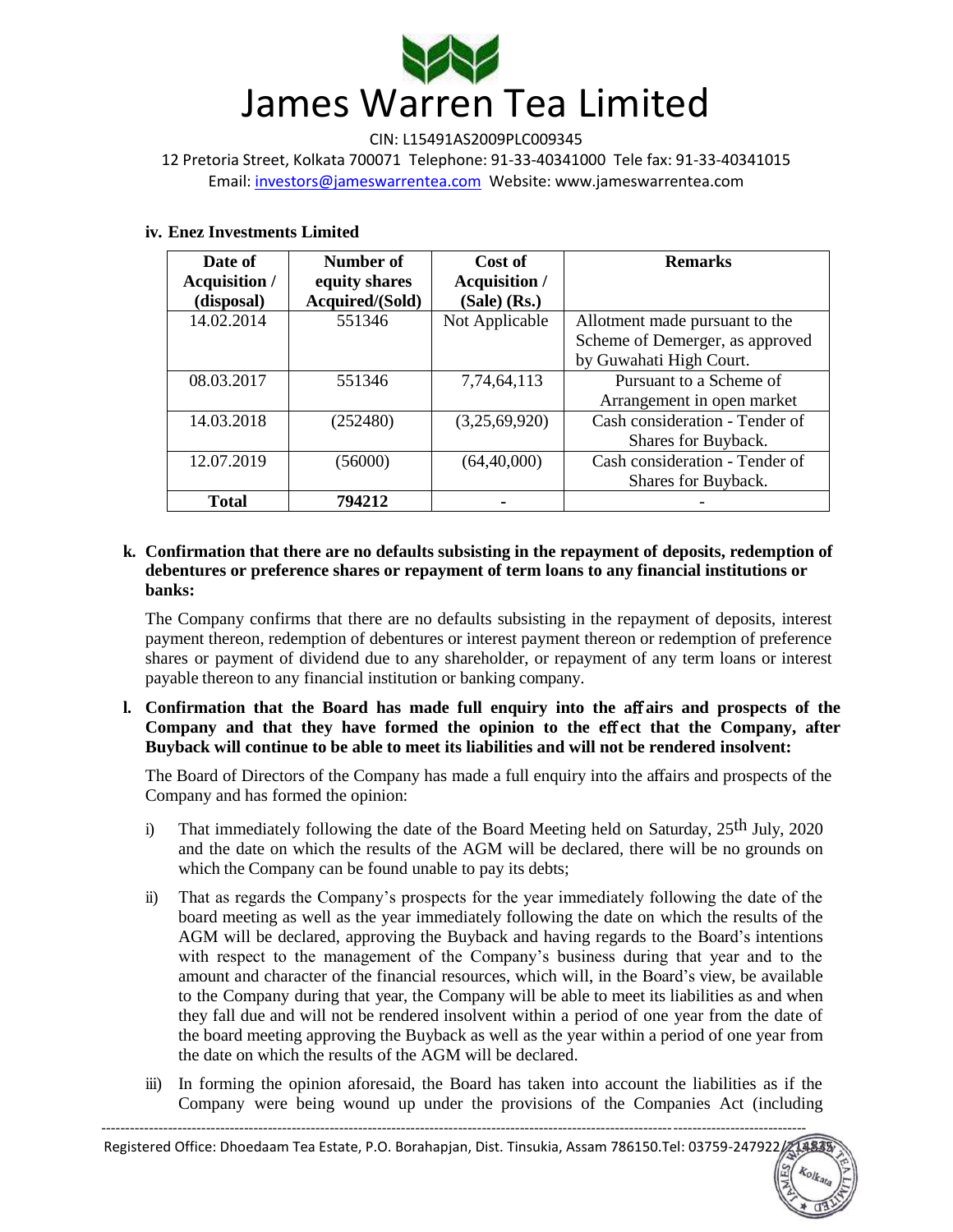#### iv. Enez Investments Limited

| Date of Acquisition / (disposal) | Number of equity shares Acquired/(Sold) | Cost of Acquisition / (Sale) (Rs.) | Remarks |
|---|---|---|---|
| 14.02.2014 | 551346 | Not Applicable | Allotment made pursuant to the Scheme of Demerger, as approved by Guwahati High Court. |
| 08.03.2017 | 551346 | 7,74,64,113 | Pursuant to a Scheme of Arrangement in open market |
| 14.03.2018 | (252480) | (3,25,69,920) | Cash consideration - Tender of Shares for Buyback. |
| 12.07.2019 | (56000) | (64,40,000) | Cash consideration - Tender of Shares for Buyback. |
| **Total** | **794212** | **-** | - |

**k. Confirmation that there are no defaults subsisting in the repayment of deposits, redemption of debentures or preference shares or repayment of term loans to any financial institutions or banks:**

The Company confirms that there are no defaults subsisting in the repayment of deposits, interest payment thereon, redemption of debentures or interest payment thereon or redemption of preference shares or payment of dividend due to any shareholder, or repayment of any term loans or interest payable thereon to any financial institution or banking company.

**l. Confirmation that the Board has made full enquiry into the affairs and prospects of the Company and that they have formed the opinion to the effect that the Company, after Buyback will continue to be able to meet its liabilities and will not be rendered insolvent:**

The Board of Directors of the Company has made a full enquiry into the affairs and prospects of the Company and has formed the opinion:

i) That immediately following the date of the Board Meeting held on Saturday, 25th July, 2020 and the date on which the results of the AGM will be declared, there will be no grounds on which the Company can be found unable to pay its debts;

ii) That as regards the Company's prospects for the year immediately following the date of the board meeting as well as the year immediately following the date on which the results of the AGM will be declared, approving the Buyback and having regards to the Board's intentions with respect to the management of the Company's business during that year and to the amount and character of the financial resources, which will, in the Board's view, be available to the Company during that year, the Company will be able to meet its liabilities as and when they fall due and will not be rendered insolvent within a period of one year from the date of the board meeting approving the Buyback as well as the year within a period of one year from the date on which the results of the AGM will be declared.

iii) In forming the opinion aforesaid, the Board has taken into account the liabilities as if the Company were being wound up under the provisions of the Companies Act (including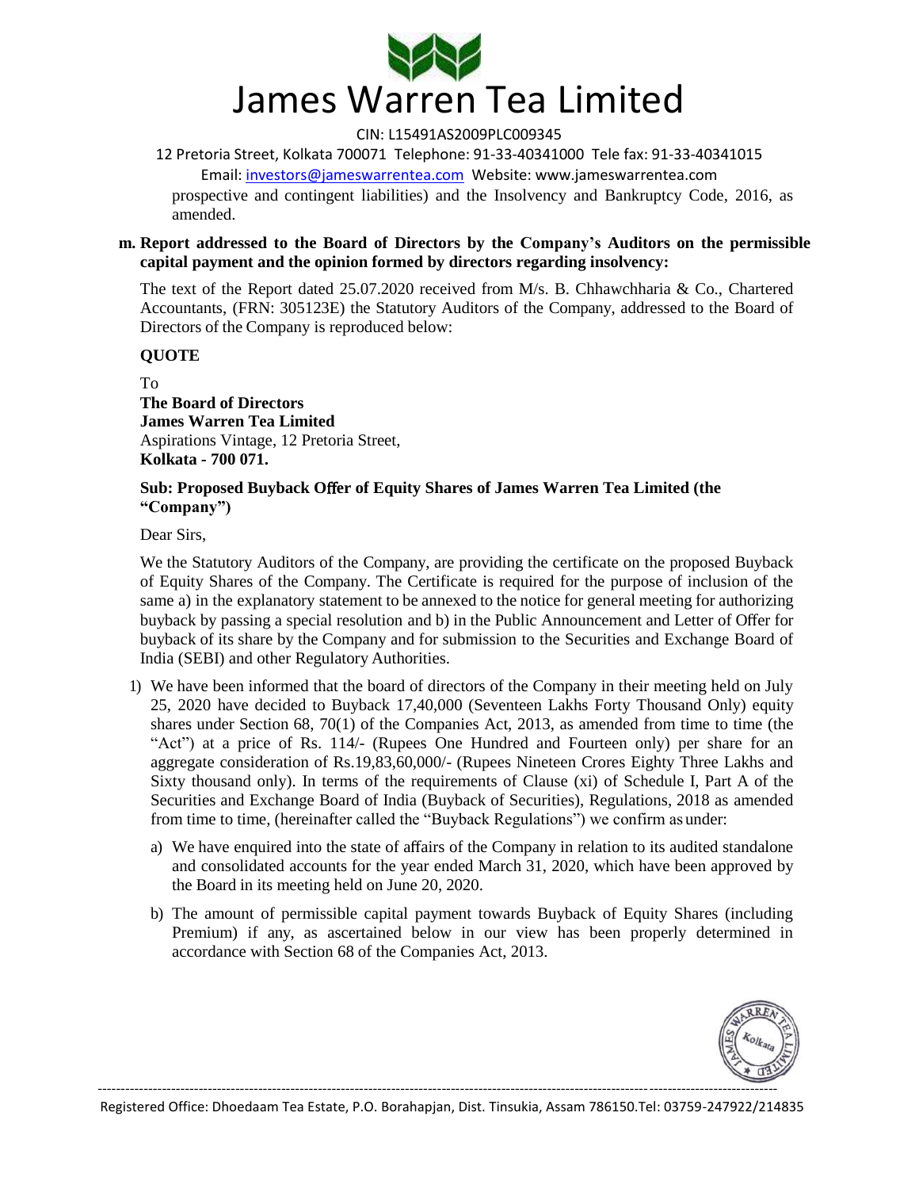prospective and contingent liabilities) and the Insolvency and Bankruptcy Code, 2016, as amended.

**m. Report addressed to the Board of Directors by the Company's Auditors on the permissible capital payment and the opinion formed by directors regarding insolvency:**

The text of the Report dated 25.07.2020 received from M/s. B. Chhawchharia & Co., Chartered Accountants, (FRN: 305123E) the Statutory Auditors of the Company, addressed to the Board of Directors of the Company is reproduced below:

**QUOTE**

To
**The Board of Directors**
**James Warren Tea Limited**
Aspirations Vintage, 12 Pretoria Street,
**Kolkata - 700 071.**

**Sub: Proposed Buyback Offer of Equity Shares of James Warren Tea Limited (the "Company")**

Dear Sirs,

We the Statutory Auditors of the Company, are providing the certificate on the proposed Buyback of Equity Shares of the Company. The Certificate is required for the purpose of inclusion of the same a) in the explanatory statement to be annexed to the notice for general meeting for authorizing buyback by passing a special resolution and b) in the Public Announcement and Letter of Offer for buyback of its share by the Company and for submission to the Securities and Exchange Board of India (SEBI) and other Regulatory Authorities.

1) We have been informed that the board of directors of the Company in their meeting held on July 25, 2020 have decided to Buyback 17,40,000 (Seventeen Lakhs Forty Thousand Only) equity shares under Section 68, 70(1) of the Companies Act, 2013, as amended from time to time (the "Act") at a price of Rs. 114/- (Rupees One Hundred and Fourteen only) per share for an aggregate consideration of Rs.19,83,60,000/- (Rupees Nineteen Crores Eighty Three Lakhs and Sixty thousand only). In terms of the requirements of Clause (xi) of Schedule I, Part A of the Securities and Exchange Board of India (Buyback of Securities), Regulations, 2018 as amended from time to time, (hereinafter called the "Buyback Regulations") we confirm as under:

   a) We have enquired into the state of affairs of the Company in relation to its audited standalone and consolidated accounts for the year ended March 31, 2020, which have been approved by the Board in its meeting held on June 20, 2020.

   b) The amount of permissible capital payment towards Buyback of Equity Shares (including Premium) if any, as ascertained below in our view has been properly determined in accordance with Section 68 of the Companies Act, 2013.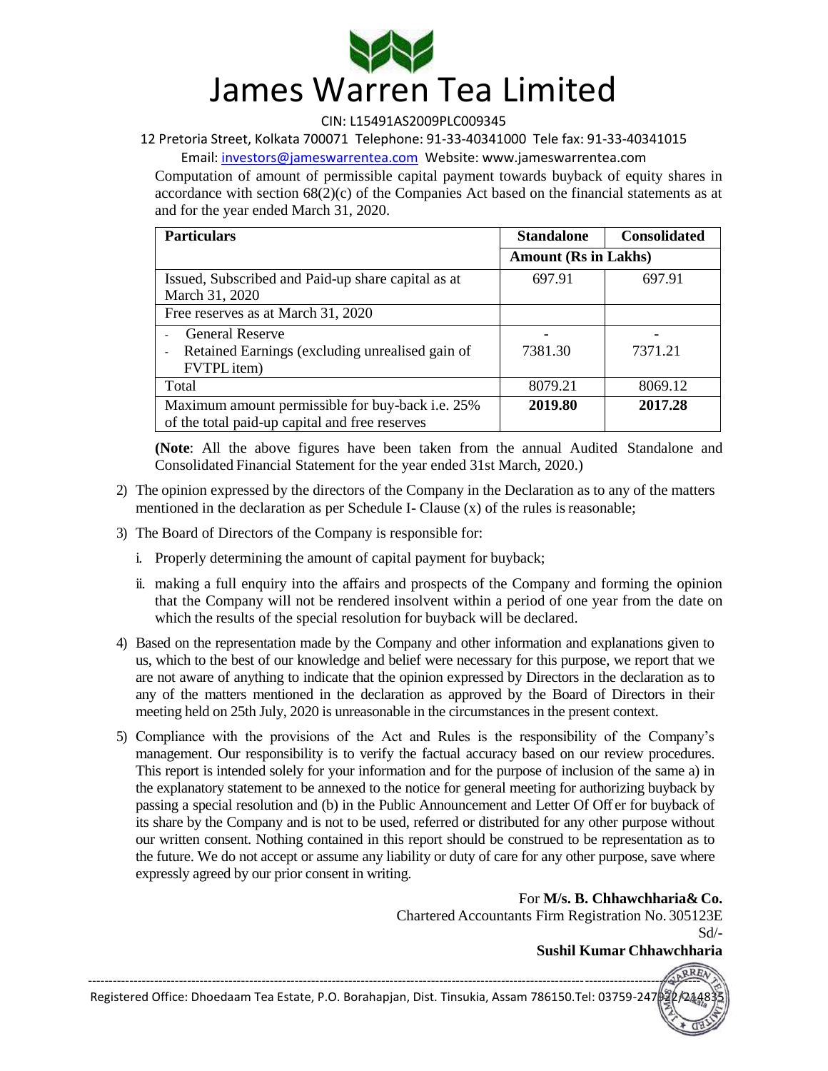# James Warren Tea Limited

CIN: L15491AS2009PLC009345

12 Pretoria Street, Kolkata 700071 Telephone: 91-33-40341000 Tele fax: 91-33-40341015

Email: investors@jameswarrentea.com Website: www.jameswarrentea.com

Computation of amount of permissible capital payment towards buyback of equity shares in accordance with section 68(2)(c) of the Companies Act based on the financial statements as at and for the year ended March 31, 2020.

| Particulars | Standalone | Consolidated |
|---|---|---|
| | Amount (Rs in Lakhs) | |
| Issued, Subscribed and Paid-up share capital as at March 31, 2020 | 697.91 | 697.91 |
| Free reserves as at March 31, 2020 | | |
| - General Reserve | - | - |
| - Retained Earnings (excluding unrealised gain of FVTPL item) | 7381.30 | 7371.21 |
| Total | 8079.21 | 8069.12 |
| Maximum amount permissible for buy-back i.e. 25% of the total paid-up capital and free reserves | **2019.80** | **2017.28** |

(**Note**: All the above figures have been taken from the annual Audited Standalone and Consolidated Financial Statement for the year ended 31st March, 2020.)

2) The opinion expressed by the directors of the Company in the Declaration as to any of the matters mentioned in the declaration as per Schedule I- Clause (x) of the rules is reasonable;

3) The Board of Directors of the Company is responsible for:

   i. Properly determining the amount of capital payment for buyback;

   ii. making a full enquiry into the affairs and prospects of the Company and forming the opinion that the Company will not be rendered insolvent within a period of one year from the date on which the results of the special resolution for buyback will be declared.

4) Based on the representation made by the Company and other information and explanations given to us, which to the best of our knowledge and belief were necessary for this purpose, we report that we are not aware of anything to indicate that the opinion expressed by Directors in the declaration as to any of the matters mentioned in the declaration as approved by the Board of Directors in their meeting held on 25th July, 2020 is unreasonable in the circumstances in the present context.

5) Compliance with the provisions of the Act and Rules is the responsibility of the Company's management. Our responsibility is to verify the factual accuracy based on our review procedures. This report is intended solely for your information and for the purpose of inclusion of the same a) in the explanatory statement to be annexed to the notice for general meeting for authorizing buyback by passing a special resolution and (b) in the Public Announcement and Letter Of Offer for buyback of its share by the Company and is not to be used, referred or distributed for any other purpose without our written consent. Nothing contained in this report should be construed to be representation as to the future. We do not accept or assume any liability or duty of care for any other purpose, save where expressly agreed by our prior consent in writing.

For **M/s. B. Chhawchharia& Co.**
Chartered Accountants Firm Registration No. 305123E
Sd/-
**Sushil Kumar Chhawchharia**

Registered Office: Dhoedaam Tea Estate, P.O. Borahapjan, Dist. Tinsukia, Assam 786150.Tel: 03759-247922/214835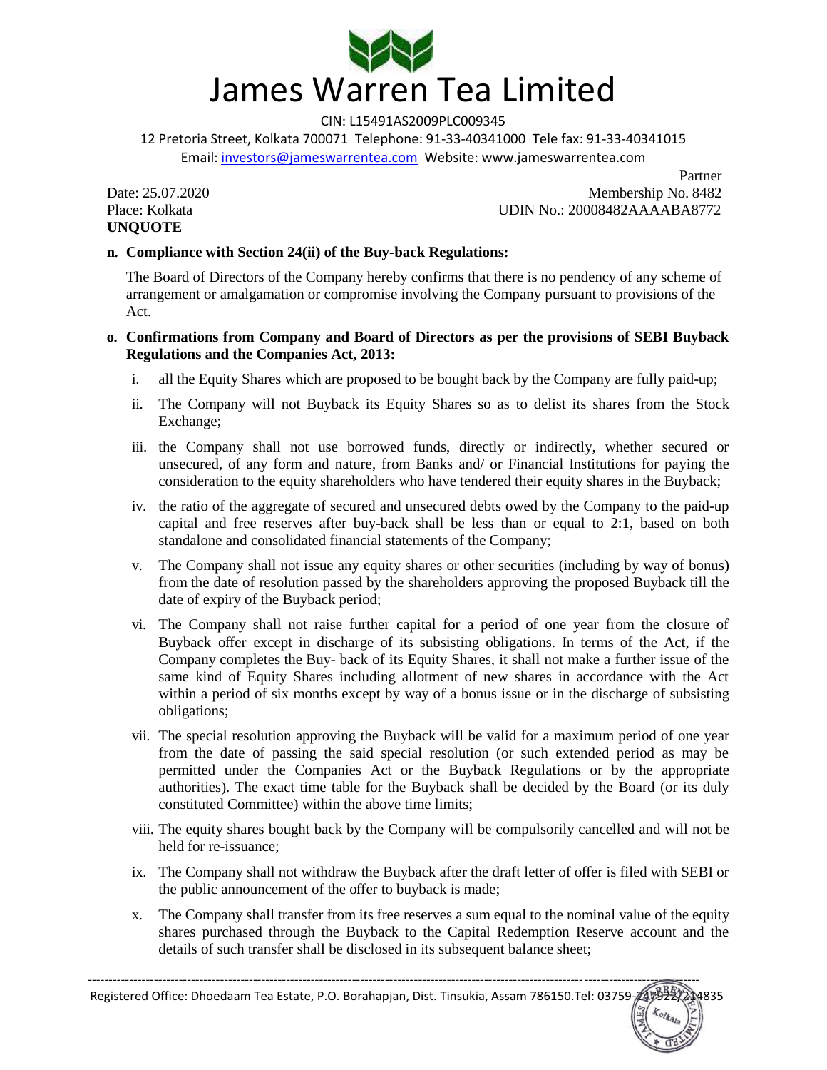Partner

Date: 25.07.2020
Place: Kolkata

Membership No. 8482
UDIN No.: 20008482AAAABA8772

**UNQUOTE**

**n. Compliance with Section 24(ii) of the Buy-back Regulations:**

The Board of Directors of the Company hereby confirms that there is no pendency of any scheme of arrangement or amalgamation or compromise involving the Company pursuant to provisions of the Act.

**o. Confirmations from Company and Board of Directors as per the provisions of SEBI Buyback Regulations and the Companies Act, 2013:**

i. all the Equity Shares which are proposed to be bought back by the Company are fully paid-up;

ii. The Company will not Buyback its Equity Shares so as to delist its shares from the Stock Exchange;

iii. the Company shall not use borrowed funds, directly or indirectly, whether secured or unsecured, of any form and nature, from Banks and/ or Financial Institutions for paying the consideration to the equity shareholders who have tendered their equity shares in the Buyback;

iv. the ratio of the aggregate of secured and unsecured debts owed by the Company to the paid-up capital and free reserves after buy-back shall be less than or equal to 2:1, based on both standalone and consolidated financial statements of the Company;

v. The Company shall not issue any equity shares or other securities (including by way of bonus) from the date of resolution passed by the shareholders approving the proposed Buyback till the date of expiry of the Buyback period;

vi. The Company shall not raise further capital for a period of one year from the closure of Buyback offer except in discharge of its subsisting obligations. In terms of the Act, if the Company completes the Buy- back of its Equity Shares, it shall not make a further issue of the same kind of Equity Shares including allotment of new shares in accordance with the Act within a period of six months except by way of a bonus issue or in the discharge of subsisting obligations;

vii. The special resolution approving the Buyback will be valid for a maximum period of one year from the date of passing the said special resolution (or such extended period as may be permitted under the Companies Act or the Buyback Regulations or by the appropriate authorities). The exact time table for the Buyback shall be decided by the Board (or its duly constituted Committee) within the above time limits;

viii. The equity shares bought back by the Company will be compulsorily cancelled and will not be held for re-issuance;

ix. The Company shall not withdraw the Buyback after the draft letter of offer is filed with SEBI or the public announcement of the offer to buyback is made;

x. The Company shall transfer from its free reserves a sum equal to the nominal value of the equity shares purchased through the Buyback to the Capital Redemption Reserve account and the details of such transfer shall be disclosed in its subsequent balance sheet;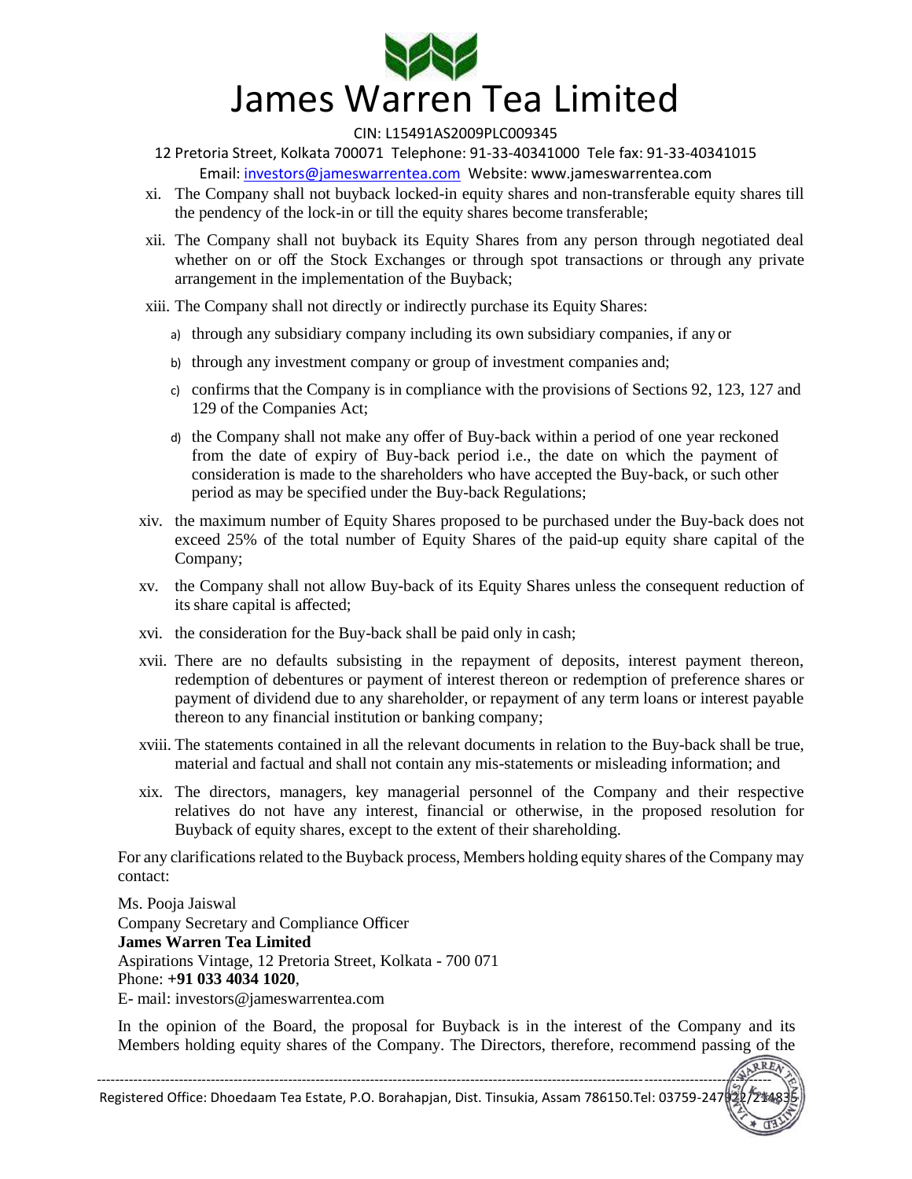xi. The Company shall not buyback locked-in equity shares and non-transferable equity shares till the pendency of the lock-in or till the equity shares become transferable;

xii. The Company shall not buyback its Equity Shares from any person through negotiated deal whether on or off the Stock Exchanges or through spot transactions or through any private arrangement in the implementation of the Buyback;

xiii. The Company shall not directly or indirectly purchase its Equity Shares:

   a) through any subsidiary company including its own subsidiary companies, if any or

   b) through any investment company or group of investment companies and;

   c) confirms that the Company is in compliance with the provisions of Sections 92, 123, 127 and 129 of the Companies Act;

   d) the Company shall not make any offer of Buy-back within a period of one year reckoned from the date of expiry of Buy-back period i.e., the date on which the payment of consideration is made to the shareholders who have accepted the Buy-back, or such other period as may be specified under the Buy-back Regulations;

xiv. the maximum number of Equity Shares proposed to be purchased under the Buy-back does not exceed 25% of the total number of Equity Shares of the paid-up equity share capital of the Company;

xv. the Company shall not allow Buy-back of its Equity Shares unless the consequent reduction of its share capital is affected;

xvi. the consideration for the Buy-back shall be paid only in cash;

xvii. There are no defaults subsisting in the repayment of deposits, interest payment thereon, redemption of debentures or payment of interest thereon or redemption of preference shares or payment of dividend due to any shareholder, or repayment of any term loans or interest payable thereon to any financial institution or banking company;

xviii. The statements contained in all the relevant documents in relation to the Buy-back shall be true, material and factual and shall not contain any mis-statements or misleading information; and

xix. The directors, managers, key managerial personnel of the Company and their respective relatives do not have any interest, financial or otherwise, in the proposed resolution for Buyback of equity shares, except to the extent of their shareholding.

For any clarifications related to the Buyback process, Members holding equity shares of the Company may contact:

Ms. Pooja Jaiswal
Company Secretary and Compliance Officer
**James Warren Tea Limited**
Aspirations Vintage, 12 Pretoria Street, Kolkata - 700 071
Phone: **+91 033 4034 1020**,
E- mail: investors@jameswarrentea.com

In the opinion of the Board, the proposal for Buyback is in the interest of the Company and its Members holding equity shares of the Company. The Directors, therefore, recommend passing of the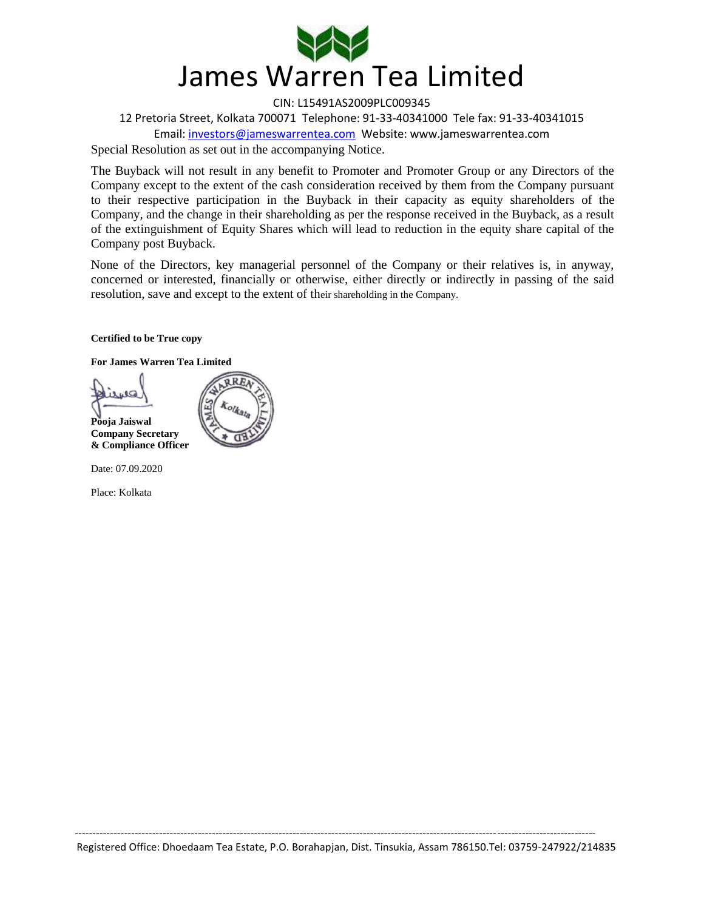Special Resolution as set out in the accompanying Notice.

The Buyback will not result in any benefit to Promoter and Promoter Group or any Directors of the Company except to the extent of the cash consideration received by them from the Company pursuant to their respective participation in the Buyback in their capacity as equity shareholders of the Company, and the change in their shareholding as per the response received in the Buyback, as a result of the extinguishment of Equity Shares which will lead to reduction in the equity share capital of the Company post Buyback.

None of the Directors, key managerial personnel of the Company or their relatives is, in anyway, concerned or interested, financially or otherwise, either directly or indirectly in passing of the said resolution, save and except to the extent of their shareholding in the Company.

**Certified to be True copy**

**For James Warren Tea Limited**

**Pooja Jaiswal**
**Company Secretary**
**& Compliance Officer**

Date: 07.09.2020

Place: Kolkata